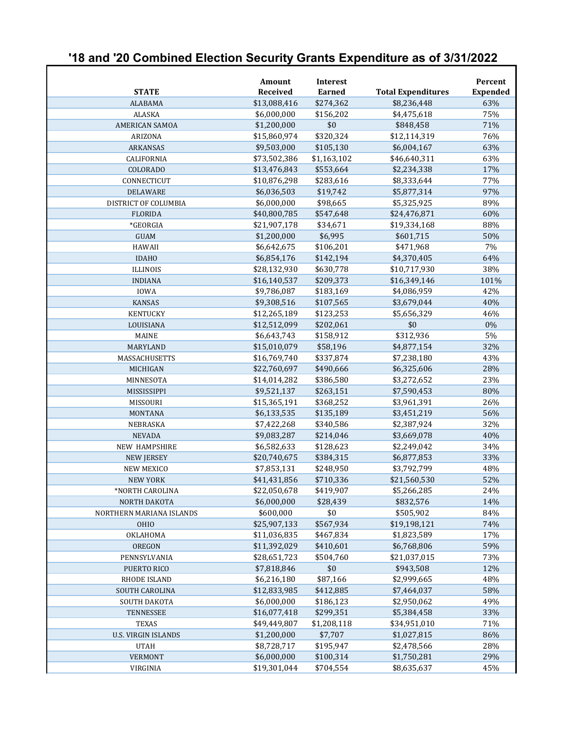# '18 and '20 Combined Election Security Grants Expenditure as of 3/31/2022

| STATE | Amount Received | Interest Earned | Total Expenditures | Percent Expended |
|---|---|---|---|---|
| ALABAMA | $13,088,416 | $274,362 | $8,236,448 | 63% |
| ALASKA | $6,000,000 | $156,202 | $4,475,618 | 75% |
| AMERICAN SAMOA | $1,200,000 | $0 | $848,458 | 71% |
| ARIZONA | $15,860,974 | $320,324 | $12,114,319 | 76% |
| ARKANSAS | $9,503,000 | $105,130 | $6,004,167 | 63% |
| CALIFORNIA | $73,502,386 | $1,163,102 | $46,640,311 | 63% |
| COLORADO | $13,476,843 | $553,664 | $2,234,338 | 17% |
| CONNECTICUT | $10,876,298 | $283,616 | $8,333,644 | 77% |
| DELAWARE | $6,036,503 | $19,742 | $5,877,314 | 97% |
| DISTRICT OF COLUMBIA | $6,000,000 | $98,665 | $5,325,925 | 89% |
| FLORIDA | $40,800,785 | $547,648 | $24,476,871 | 60% |
| *GEORGIA | $21,907,178 | $34,671 | $19,334,168 | 88% |
| GUAM | $1,200,000 | $6,995 | $601,715 | 50% |
| HAWAII | $6,642,675 | $106,201 | $471,968 | 7% |
| IDAHO | $6,854,176 | $142,194 | $4,370,405 | 64% |
| ILLINOIS | $28,132,930 | $630,778 | $10,717,930 | 38% |
| INDIANA | $16,140,537 | $209,373 | $16,349,146 | 101% |
| IOWA | $9,786,087 | $183,169 | $4,086,959 | 42% |
| KANSAS | $9,308,516 | $107,565 | $3,679,044 | 40% |
| KENTUCKY | $12,265,189 | $123,253 | $5,656,329 | 46% |
| LOUISIANA | $12,512,099 | $202,061 | $0 | 0% |
| MAINE | $6,643,743 | $158,912 | $312,936 | 5% |
| MARYLAND | $15,010,079 | $58,196 | $4,877,154 | 32% |
| MASSACHUSETTS | $16,769,740 | $337,874 | $7,238,180 | 43% |
| MICHIGAN | $22,760,697 | $490,666 | $6,325,606 | 28% |
| MINNESOTA | $14,014,282 | $386,580 | $3,272,652 | 23% |
| MISSISSIPPI | $9,521,137 | $263,151 | $7,590,453 | 80% |
| MISSOURI | $15,365,191 | $368,252 | $3,961,391 | 26% |
| MONTANA | $6,133,535 | $135,189 | $3,451,219 | 56% |
| NEBRASKA | $7,422,268 | $340,586 | $2,387,924 | 32% |
| NEVADA | $9,083,287 | $214,046 | $3,669,078 | 40% |
| NEW HAMPSHIRE | $6,582,633 | $128,623 | $2,249,042 | 34% |
| NEW JERSEY | $20,740,675 | $384,315 | $6,877,853 | 33% |
| NEW MEXICO | $7,853,131 | $248,950 | $3,792,799 | 48% |
| NEW YORK | $41,431,856 | $710,336 | $21,560,530 | 52% |
| *NORTH CAROLINA | $22,050,678 | $419,907 | $5,266,285 | 24% |
| NORTH DAKOTA | $6,000,000 | $28,439 | $832,576 | 14% |
| NORTHERN MARIANA ISLANDS | $600,000 | $0 | $505,902 | 84% |
| OHIO | $25,907,133 | $567,934 | $19,198,121 | 74% |
| OKLAHOMA | $11,036,835 | $467,834 | $1,823,589 | 17% |
| OREGON | $11,392,029 | $410,601 | $6,768,806 | 59% |
| PENNSYLVANIA | $28,651,723 | $504,760 | $21,037,015 | 73% |
| PUERTO RICO | $7,818,846 | $0 | $943,508 | 12% |
| RHODE ISLAND | $6,216,180 | $87,166 | $2,999,665 | 48% |
| SOUTH CAROLINA | $12,833,985 | $412,885 | $7,464,037 | 58% |
| SOUTH DAKOTA | $6,000,000 | $186,123 | $2,950,062 | 49% |
| TENNESSEE | $16,077,418 | $299,351 | $5,384,458 | 33% |
| TEXAS | $49,449,807 | $1,208,118 | $34,951,010 | 71% |
| U.S. VIRGIN ISLANDS | $1,200,000 | $7,707 | $1,027,815 | 86% |
| UTAH | $8,728,717 | $195,947 | $2,478,566 | 28% |
| VERMONT | $6,000,000 | $100,314 | $1,750,281 | 29% |
| VIRGINIA | $19,301,044 | $704,554 | $8,635,637 | 45% |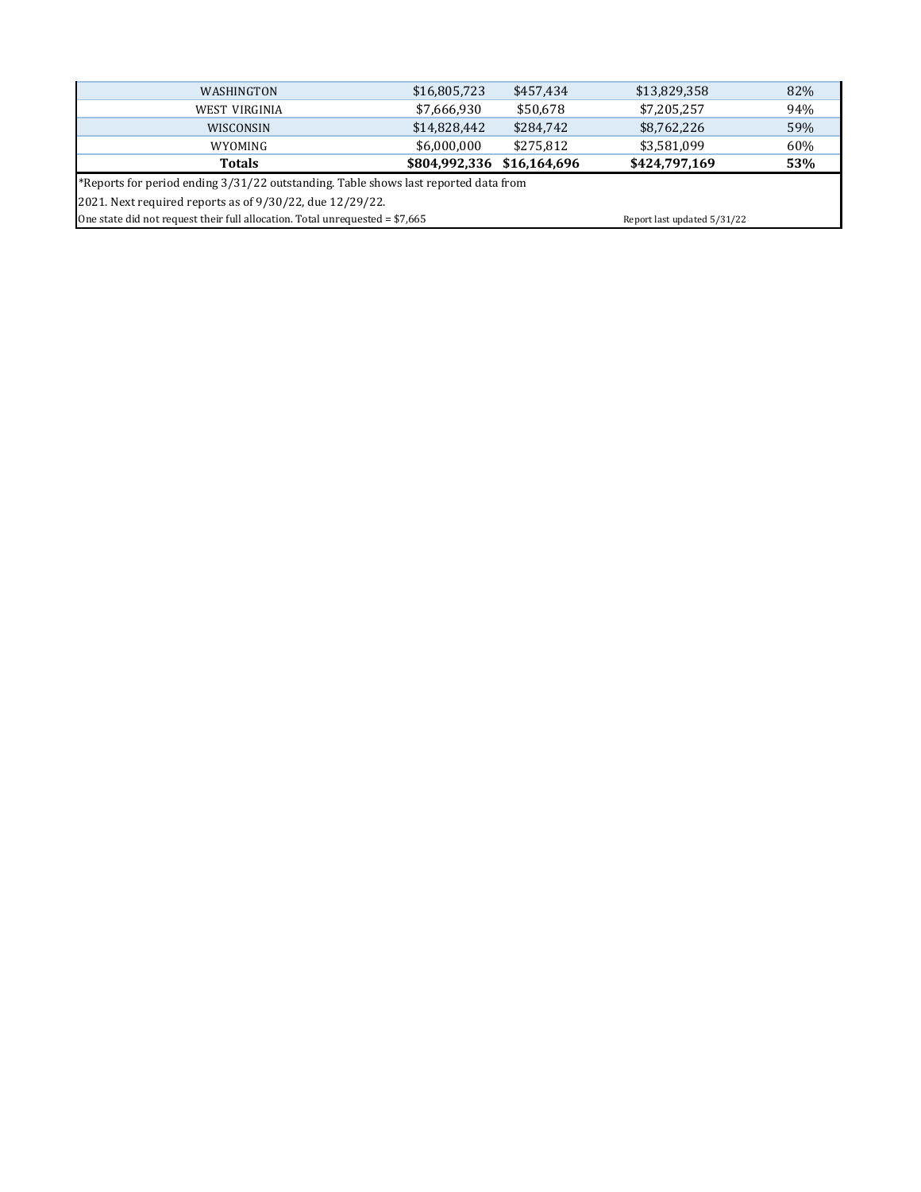| | | | | |
|---|---|---|---|---|
| WASHINGTON | $16,805,723 | $457,434 | $13,829,358 | 82% |
| WEST VIRGINIA | $7,666,930 | $50,678 | $7,205,257 | 94% |
| WISCONSIN | $14,828,442 | $284,742 | $8,762,226 | 59% |
| WYOMING | $6,000,000 | $275,812 | $3,581,099 | 60% |
| **Totals** | **$804,992,336** | **$16,164,696** | **$424,797,169** | **53%** |

*Reports for period ending 3/31/22 outstanding. Table shows last reported data from 2021. Next required reports as of 9/30/22, due 12/29/22.

One state did not request their full allocation. Total unrequested = $7,665

Report last updated 5/31/22